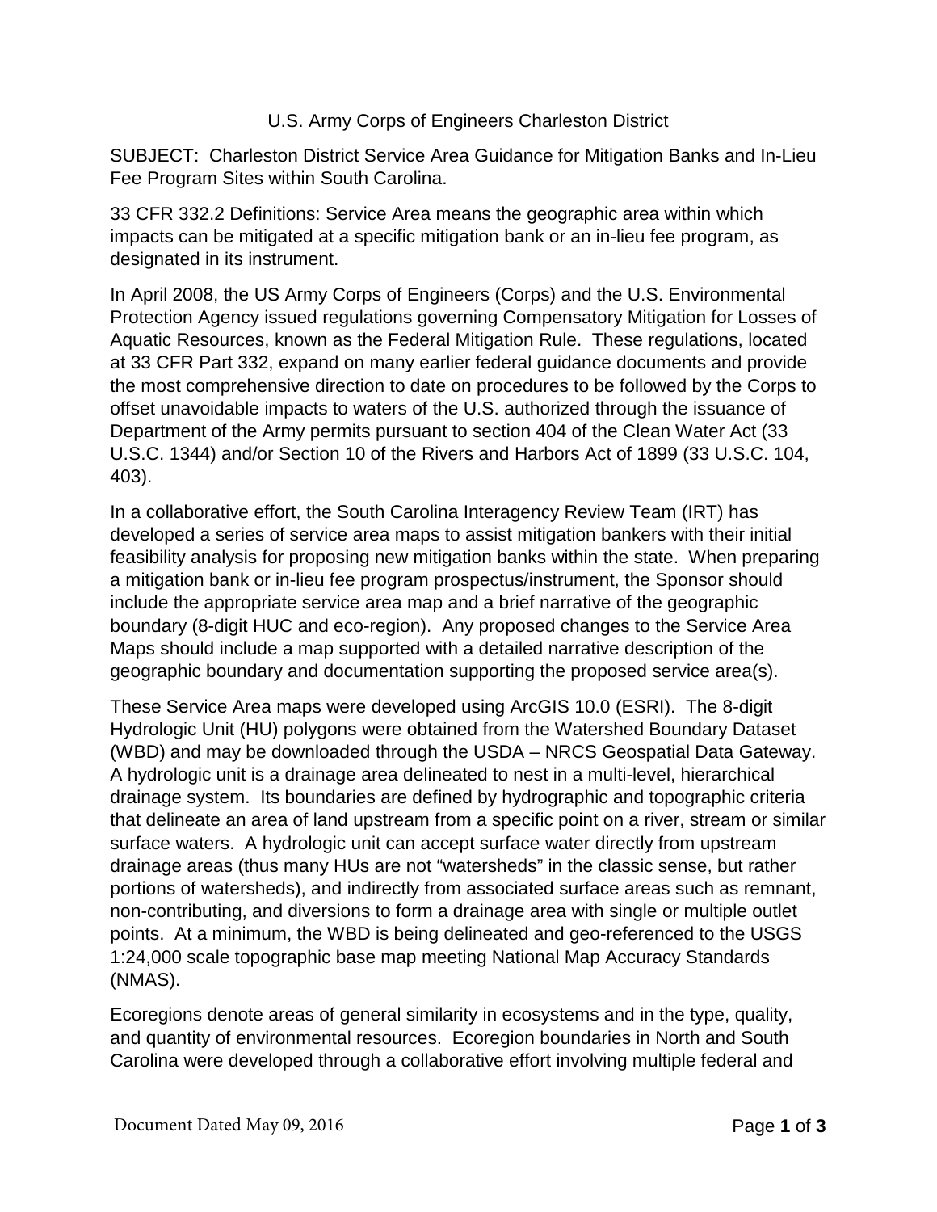U.S. Army Corps of Engineers Charleston District

SUBJECT: Charleston District Service Area Guidance for Mitigation Banks and In-Lieu Fee Program Sites within South Carolina.

33 CFR 332.2 Definitions: Service Area means the geographic area within which impacts can be mitigated at a specific mitigation bank or an in-lieu fee program, as designated in its instrument.

In April 2008, the US Army Corps of Engineers (Corps) and the U.S. Environmental Protection Agency issued regulations governing Compensatory Mitigation for Losses of Aquatic Resources, known as the Federal Mitigation Rule. These regulations, located at 33 CFR Part 332, expand on many earlier federal guidance documents and provide the most comprehensive direction to date on procedures to be followed by the Corps to offset unavoidable impacts to waters of the U.S. authorized through the issuance of Department of the Army permits pursuant to section 404 of the Clean Water Act (33 U.S.C. 1344) and/or Section 10 of the Rivers and Harbors Act of 1899 (33 U.S.C. 104, 403).

In a collaborative effort, the South Carolina Interagency Review Team (IRT) has developed a series of service area maps to assist mitigation bankers with their initial feasibility analysis for proposing new mitigation banks within the state. When preparing a mitigation bank or in-lieu fee program prospectus/instrument, the Sponsor should include the appropriate service area map and a brief narrative of the geographic boundary (8-digit HUC and eco-region). Any proposed changes to the Service Area Maps should include a map supported with a detailed narrative description of the geographic boundary and documentation supporting the proposed service area(s).

These Service Area maps were developed using ArcGIS 10.0 (ESRI). The 8-digit Hydrologic Unit (HU) polygons were obtained from the Watershed Boundary Dataset (WBD) and may be downloaded through the USDA – NRCS Geospatial Data Gateway. A hydrologic unit is a drainage area delineated to nest in a multi-level, hierarchical drainage system. Its boundaries are defined by hydrographic and topographic criteria that delineate an area of land upstream from a specific point on a river, stream or similar surface waters. A hydrologic unit can accept surface water directly from upstream drainage areas (thus many HUs are not "watersheds" in the classic sense, but rather portions of watersheds), and indirectly from associated surface areas such as remnant, non-contributing, and diversions to form a drainage area with single or multiple outlet points. At a minimum, the WBD is being delineated and geo-referenced to the USGS 1:24,000 scale topographic base map meeting National Map Accuracy Standards (NMAS).

Ecoregions denote areas of general similarity in ecosystems and in the type, quality, and quantity of environmental resources. Ecoregion boundaries in North and South Carolina were developed through a collaborative effort involving multiple federal and

Document Dated May 09, 2016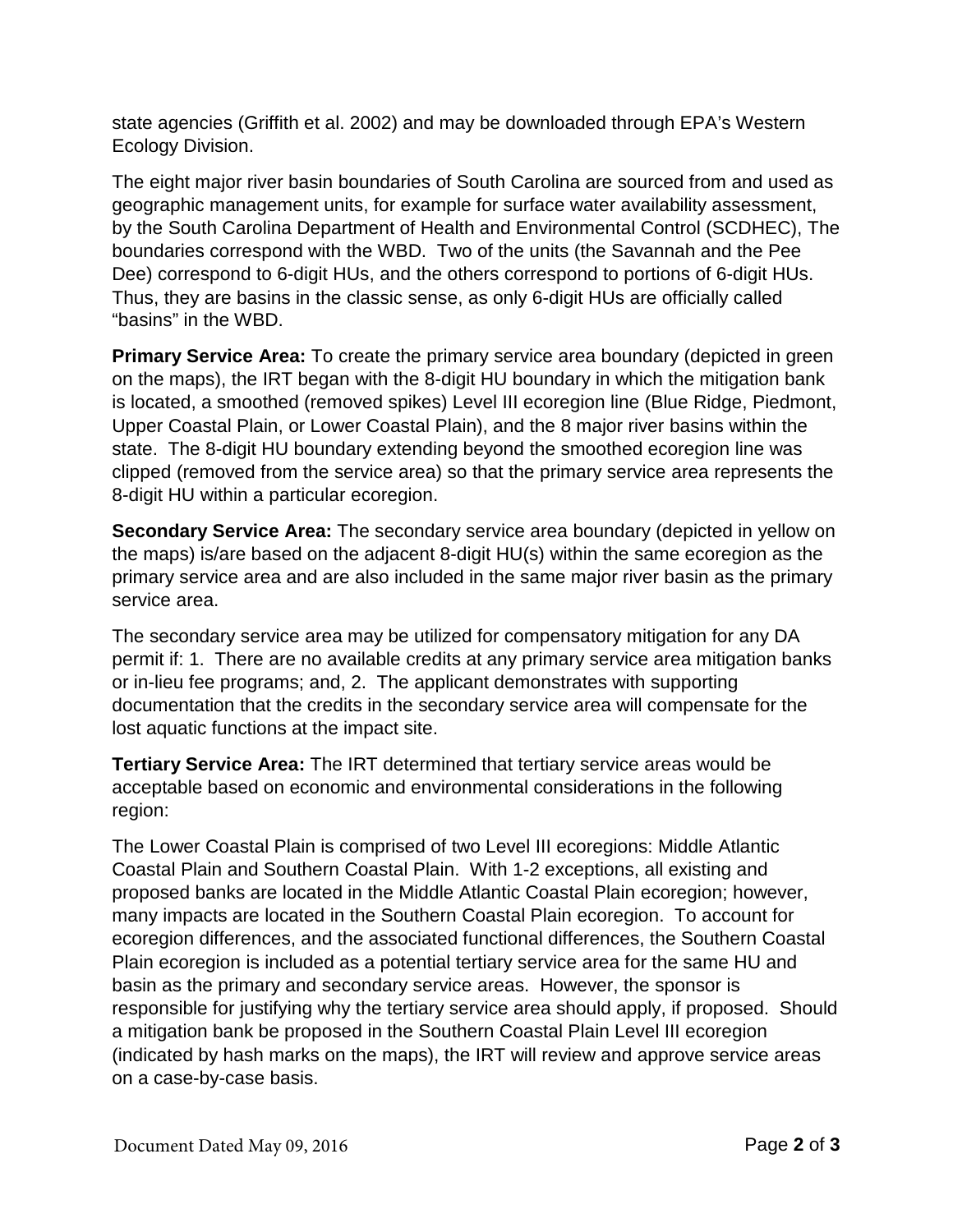state agencies (Griffith et al. 2002) and may be downloaded through EPA's Western Ecology Division.

The eight major river basin boundaries of South Carolina are sourced from and used as geographic management units, for example for surface water availability assessment, by the South Carolina Department of Health and Environmental Control (SCDHEC), The boundaries correspond with the WBD. Two of the units (the Savannah and the Pee Dee) correspond to 6-digit HUs, and the others correspond to portions of 6-digit HUs. Thus, they are basins in the classic sense, as only 6-digit HUs are officially called "basins" in the WBD.

**Primary Service Area:** To create the primary service area boundary (depicted in green on the maps), the IRT began with the 8-digit HU boundary in which the mitigation bank is located, a smoothed (removed spikes) Level III ecoregion line (Blue Ridge, Piedmont, Upper Coastal Plain, or Lower Coastal Plain), and the 8 major river basins within the state. The 8-digit HU boundary extending beyond the smoothed ecoregion line was clipped (removed from the service area) so that the primary service area represents the 8-digit HU within a particular ecoregion.

**Secondary Service Area:** The secondary service area boundary (depicted in yellow on the maps) is/are based on the adjacent 8-digit HU(s) within the same ecoregion as the primary service area and are also included in the same major river basin as the primary service area.

The secondary service area may be utilized for compensatory mitigation for any DA permit if: 1. There are no available credits at any primary service area mitigation banks or in-lieu fee programs; and, 2. The applicant demonstrates with supporting documentation that the credits in the secondary service area will compensate for the lost aquatic functions at the impact site.

**Tertiary Service Area:** The IRT determined that tertiary service areas would be acceptable based on economic and environmental considerations in the following region:

The Lower Coastal Plain is comprised of two Level III ecoregions: Middle Atlantic Coastal Plain and Southern Coastal Plain. With 1-2 exceptions, all existing and proposed banks are located in the Middle Atlantic Coastal Plain ecoregion; however, many impacts are located in the Southern Coastal Plain ecoregion. To account for ecoregion differences, and the associated functional differences, the Southern Coastal Plain ecoregion is included as a potential tertiary service area for the same HU and basin as the primary and secondary service areas. However, the sponsor is responsible for justifying why the tertiary service area should apply, if proposed. Should a mitigation bank be proposed in the Southern Coastal Plain Level III ecoregion (indicated by hash marks on the maps), the IRT will review and approve service areas on a case-by-case basis.

Document Dated May 09, 2016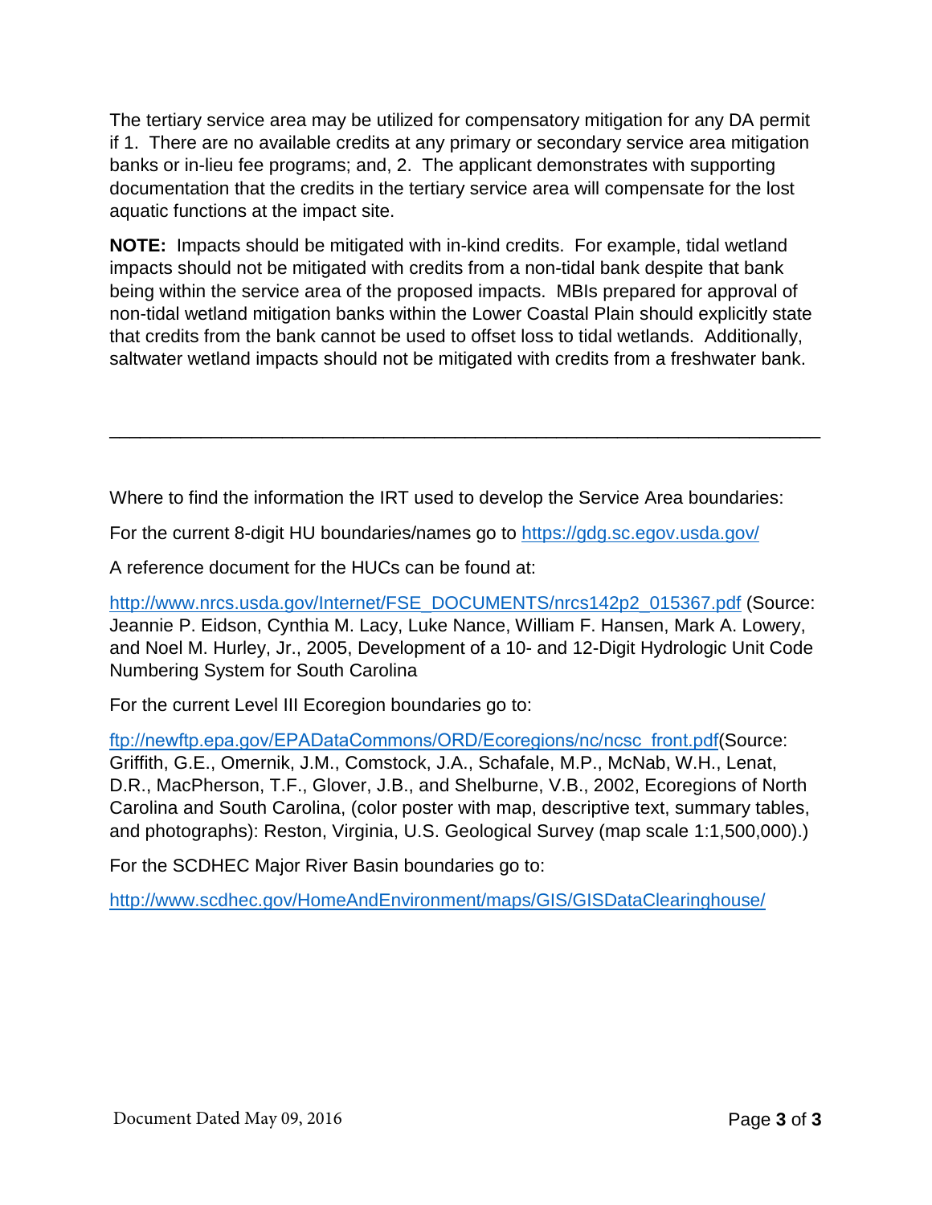The tertiary service area may be utilized for compensatory mitigation for any DA permit if 1. There are no available credits at any primary or secondary service area mitigation banks or in-lieu fee programs; and, 2. The applicant demonstrates with supporting documentation that the credits in the tertiary service area will compensate for the lost aquatic functions at the impact site.

**NOTE:** Impacts should be mitigated with in-kind credits. For example, tidal wetland impacts should not be mitigated with credits from a non-tidal bank despite that bank being within the service area of the proposed impacts. MBIs prepared for approval of non-tidal wetland mitigation banks within the Lower Coastal Plain should explicitly state that credits from the bank cannot be used to offset loss to tidal wetlands. Additionally, saltwater wetland impacts should not be mitigated with credits from a freshwater bank.

---

Where to find the information the IRT used to develop the Service Area boundaries:

For the current 8-digit HU boundaries/names go to https://gdg.sc.egov.usda.gov/

A reference document for the HUCs can be found at:

http://www.nrcs.usda.gov/Internet/FSE_DOCUMENTS/nrcs142p2_015367.pdf (Source: Jeannie P. Eidson, Cynthia M. Lacy, Luke Nance, William F. Hansen, Mark A. Lowery, and Noel M. Hurley, Jr., 2005, Development of a 10- and 12-Digit Hydrologic Unit Code Numbering System for South Carolina

For the current Level III Ecoregion boundaries go to:

ftp://newftp.epa.gov/EPADataCommons/ORD/Ecoregions/nc/ncsc_front.pdf(Source: Griffith, G.E., Omernik, J.M., Comstock, J.A., Schafale, M.P., McNab, W.H., Lenat, D.R., MacPherson, T.F., Glover, J.B., and Shelburne, V.B., 2002, Ecoregions of North Carolina and South Carolina, (color poster with map, descriptive text, summary tables, and photographs): Reston, Virginia, U.S. Geological Survey (map scale 1:1,500,000).)

For the SCDHEC Major River Basin boundaries go to:

http://www.scdhec.gov/HomeAndEnvironment/maps/GIS/GISDataClearinghouse/

Document Dated May 09, 2016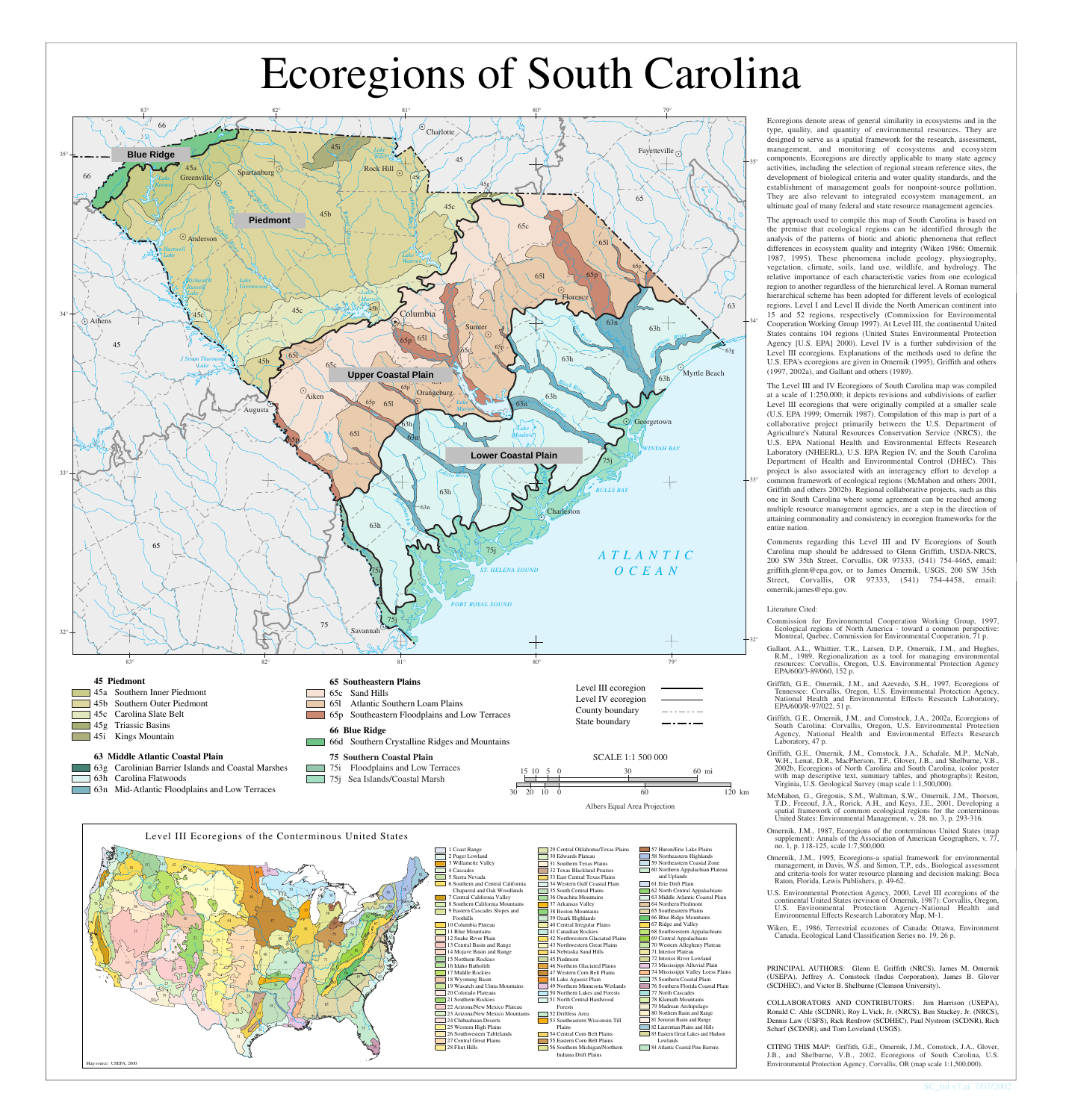# Ecoregions of South Carolina

Ecoregions denote areas of general similarity in ecosystems and in the type, quality, and quantity of environmental resources. They are designed to serve as a spatial framework for the research, assessment, management, and monitoring of ecosystems and ecosystem components. Ecoregions are directly applicable to many state agency activities, including the selection of regional stream reference sites, the development of biological criteria and water quality standards, and the establishment of management goals for nonpoint-source pollution. They are also relevant to integrated ecosystem management, an ultimate goal of many federal and state resource management agencies.

The approach used to compile this map of South Carolina is based on the premise that ecological regions can be identified through the analysis of the patterns of biotic and abiotic phenomena that reflect differences in ecosystem quality and integrity (Wiken 1986; Omernik 1987, 1995). These phenomena include geology, physiography, vegetation, climate, soils, land use, wildlife, and hydrology. The relative importance of each characteristic varies from one ecological region to another regardless of the hierarchical level. A Roman numeral hierarchical scheme has been adopted for different levels of ecological regions. Level I and Level II divide the North American continent into 15 and 52 regions, respectively (Commission for Environmental Cooperation Working Group 1997). At Level III, the continental United States contains 104 regions (United States Environmental Protection Agency [U.S. EPA] 2000). Level IV is a further subdivision of the Level III ecoregions. Explanations of the methods used to define the U.S. EPA's ecoregions are given in Omernik (1995), Griffith and others (1997, 2002a), and Gallant and others (1989).

The Level III and IV Ecoregions of South Carolina map was compiled at a scale of 1:250,000; it depicts revisions and subdivisions of earlier Level III ecoregions that were originally compiled at a smaller scale (U.S. EPA 1999; Omernik 1987). Compilation of this map is part of a collaborative project primarily between the U.S. Department of Agriculture's Natural Resources Conservation Service (NRCS), the U.S. EPA National Health and Environmental Effects Research Laboratory (NHEERL), U.S. EPA Region IV, and the South Carolina Department of Health and Environmental Control (DHEC). This project is also associated with an interagency effort to develop a common framework of ecological regions (McMahon and others 2001, Griffith and others 2002b). Reaching that objective requires recognition of the differences in the conceptual approaches and mapping methodologies applied to develop the most common ecoregion-type frameworks, including those developed by the U.S. Forest Service, the U.S. EPA, and the NRCS. As each of these frameworks is further refined, their differences are becoming less discernible. Regional collaborative projects, such as this one in South Carolina where some agreement can be reached among multiple resource management agencies, are a step in the direction of attaining commonality and consistency in ecoregion frameworks for the entire nation.

Comments regarding this Level III and IV Ecoregions of South Carolina map should be addressed to Glenn Griffith, USDA-NRCS, 200 SW 35th Street, Corvallis, OR 97333, (541) 754-4465, email: griffith.glenn@epa.gov, or to James Omernik, USGS, 200 SW 35th Street, Corvallis, OR 97333, (541) 754-4458, email: omernik.james@epa.gov.

## Literature Cited:

Commission for Environmental Cooperation Working Group, 1997, Ecological regions of North America - toward a common perspective: Montreal, Quebec, Commission for Environmental Cooperation, 71 p.

Gallant, A.L., Whittier, T.R., Larsen, D.P., Omernik, J.M., and Hughes, R.M., 1989, Regionalization as a tool for managing environmental resources: Corvallis, Oregon, U.S. Environmental Protection Agency EPA/600/3-89/060, 152 p.

Griffith, G.E., Omernik, J.M., and Azevedo, S.H., 1997, Ecoregions of Tennessee: Corvallis, Oregon, U.S. Environmental Protection Agency, National Health and Environmental Effects Research Laboratory, EPA/600/R-97/022, 51 p.

Griffith, G.E., Omernik, J.M., and Comstock, J.A., 2002a, Ecoregions of South Carolina: Corvallis, Oregon, U.S. Environmental Protection Agency, National Health and Environmental Effects Research Laboratory, 47 p.

Griffith, G.E., Omernik, J.M., Comstock, J.A., Schafale, M.P., McNab, W.H., Lenat, D.R., MacPherson, T.F., Glover, J.B., and Shelburne, V.B., 2002b, Ecoregions of North Carolina and South Carolina, (color poster with map descriptive text, summary tables, and photographs): Reston, Virginia, U.S. Geological Survey (map scale 1:1,500,000).

McMahon, G., Gregonis, S.M., Waltman, S.W., Omernik, J.M., Thorson, T.D., Freeouf, J.A., Rorick, A.H., and Keys, J.E., 2001, Developing a spatial framework of common ecological regions for the conterminous United States: Environmental Management, v. 28, no. 3, p. 293-316.

Omernik, J.M., 1987, Ecoregions of the conterminous United States (map supplement): Annals of the Association of American Geographers, v. 77, no. 1, p. 118-125, scale 1:7,500,000.

Omernik, J.M., 1995, Ecoregions-a spatial framework for environmental management, in Davis, W.S. and Simon, T.P., eds., Biological assessment and criteria-tools for water resource planning and decision making: Boca Raton, Florida, Lewis Publishers, p. 49-62.

U.S. Environmental Protection Agency, 2000, Level III ecoregions of the continental United States (revision of Omernik, 1987): Corvallis, Oregon, U.S. Environmental Protection Agency-National Health and Environmental Effects Research Laboratory Map, M-1.

Wiken, E., 1986, Terrestrial ecozones of Canada: Ottawa, Environment Canada, Ecological Land Classification Series no. 19, 26 p.

PRINCIPAL AUTHORS: Glenn E. Griffith (NRCS), James M. Omernik (USEPA), Jeffrey A. Comstock (Indus Corporation), James B. Glover (SCDHEC), and Victor B. Shelburne (Clemson University).

COLLABORATORS AND CONTRIBUTORS: Jim Harrison (USEPA), Ronald C. Ahle (SCDNR), Roy L.Vick, Jr. (NRCS), Ben Stuckey, Jr. (NRCS), Dennis Law (USFS), Rick Renfrow (SCDHEC), Paul Nystrom (SCDNR), Rich Scharf (SCDNR), and Tom Loveland (USGS).

CITING THIS MAP: Griffith, G.E., Omernik, J.M., Comstock, J.A., Glover, J.B., and Shelburne, V.B., 2002, Ecoregions of South Carolina, U.S. Environmental Protection Agency, Corvallis, OR (map scale 1:1,500,000).

## Map Legend

**45 Piedmont**
- 45a Southern Inner Piedmont
- 45b Southern Outer Piedmont
- 45c Carolina Slate Belt
- 45g Triassic Basins
- 45i Kings Mountain

**63 Middle Atlantic Coastal Plain**
- 63g Carolinian Barrier Islands and Coastal Marshes
- 63h Carolina Flatwoods
- 63n Mid-Atlantic Floodplains and Low Terraces

**65 Southeastern Plains**
- 65c Sand Hills
- 65l Atlantic Southern Loam Plains
- 65p Southeastern Floodplains and Low Terraces

**66 Blue Ridge**
- 66d Southern Crystalline Ridges and Mountains

**75 Southern Coastal Plain**
- 75i Floodplains and Low Terraces
- 75j Sea Islands/Coastal Marsh

Level III ecoregion
Level IV ecoregion
County boundary
State boundary

SCALE 1:1 500 000

15 10 5 0 30 60 mi

30 20 10 0 60 120 km

Albers Equal Area Projection

## Level III Ecoregions of the Conterminous United States

1 Coast Range
2 Puget Lowland
3 Willamette Valley
4 Cascades
5 Sierra Nevada
6 Southern and Central California Chaparral and Oak Woodlands
7 Central California Valley
8 Southern California Mountains
9 Eastern Cascades Slopes and Foothills
10 Columbia Plateau
11 Blue Mountains
12 Snake River Plain
13 Central Basin and Range
14 Mojave Basin and Range
15 Northern Rockies
16 Idaho Batholith
17 Middle Rockies
18 Wyoming Basin
19 Wasatch and Uinta Mountains
20 Colorado Plateaus
21 Southern Rockies
22 Arizona/New Mexico Plateau
23 Arizona/New Mexico Mountains
24 Chihuahuan Deserts
25 Western High Plains
26 Southwestern Tablelands
27 Central Great Plains
28 Flint Hills
29 Central Oklahoma/Texas Plains
30 Edwards Plateau
31 Southern Texas Plains
32 Texas Blackland Prairies
33 East Central Texas Plains
34 Western Gulf Coastal Plain
35 South Central Plains
36 Ouachita Mountains
37 Arkansas Valley
38 Boston Mountains
39 Ozark Highlands
40 Central Irregular Plains
41 Canadian Rockies
42 Northwestern Glaciated Plains
43 Northwestern Great Plains
44 Nebraska Sand Hills
45 Piedmont
46 Northern Glaciated Plains
47 Western Corn Belt Plains
48 Lake Agassiz Plain
49 Northern Minnesota Wetlands
50 Northern Lakes and Forests
51 North Central Hardwood Forests
52 Driftless Area
53 Southeastern Wisconsin Till Plains
54 Central Corn Belt Plains
55 Eastern Corn Belt Plains
56 Southern Michigan/Northern Indiana Drift Plains
57 Huron/Erie Lake Plains
58 Northeastern Highlands
59 Northeastern Coastal Zone
60 Northern Appalachian Plateau and Uplands
61 Erie Drift Plain
62 North Central Appalachians
63 Middle Atlantic Coastal Plain
64 Northern Piedmont
65 Southeastern Plains
66 Blue Ridge Mountains
67 Ridge and Valley
68 Southwestern Appalachians
69 Central Appalachians
70 Western Allegheny Plateau
71 Interior Plateau
72 Interior River Lowland
73 Mississippi Alluvial Plain
74 Mississippi Valley Loess Plains
75 Southern Coastal Plain
76 Southern Florida Coastal Plain
77 North Cascades
78 Klamath Mountains
79 Madrean Archipelago
80 Northern Basin and Range
81 Sonoran Basin and Range
82 Laurentian Plains and Hills
83 Eastern Great Lakes and Hudson Lowlands
84 Atlantic Coastal Pine Barrens

Map source: USEPA, 2000